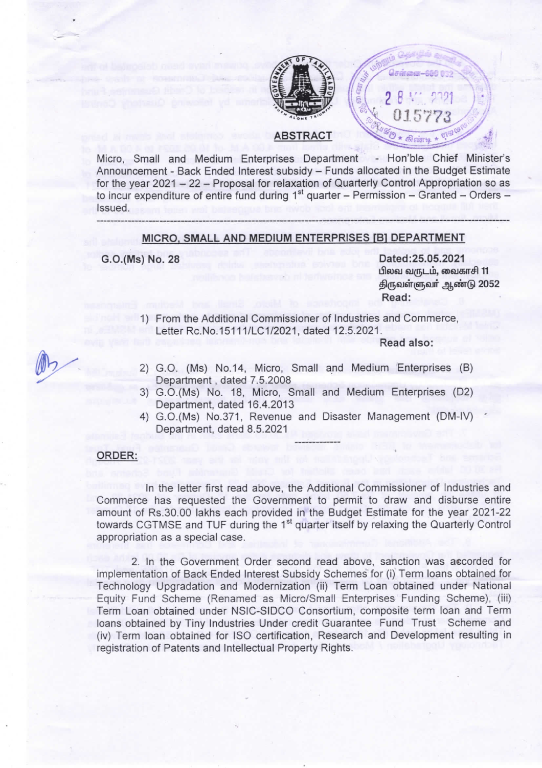## ABSTRACT

Micro, Small and Medium Enterprises Department - Hon'ble Chief Minister's Announcement - Back Ended Interest subsidy – Funds allocated in the Budget Estimate for the year 2021 – 22 – Proposal for relaxation of Quarterly Control Appropriation so as to incur expenditure of entire fund during 1st quarter – Permission – Granted – Orders – Issued.

---

### MICRO, SMALL AND MEDIUM ENTERPRISES [B] DEPARTMENT

**G.O.(Ms) No. 28**

Dated:25.05.2021
பிலவ வருடம், வைகாசி 11
திருவள்ளுவர் ஆண்டு 2052

**Read:**

1) From the Additional Commissioner of Industries and Commerce, Letter Rc.No.15111/LC1/2021, dated 12.5.2021.

**Read also:**

2) G.O. (Ms) No.14, Micro, Small and Medium Enterprises (B) Department, dated 7.5.2008
3) G.O.(Ms) No. 18, Micro, Small and Medium Enterprises (D2) Department, dated 16.4.2013
4) G.O.(Ms) No.371, Revenue and Disaster Management (DM-IV) Department, dated 8.5.2021

---

**ORDER:**

In the letter first read above, the Additional Commissioner of Industries and Commerce has requested the Government to permit to draw and disburse entire amount of Rs.30.00 lakhs each provided in the Budget Estimate for the year 2021-22 towards CGTMSE and TUF during the 1st quarter itself by relaxing the Quarterly Control appropriation as a special case.

2. In the Government Order second read above, sanction was accorded for implementation of Back Ended Interest Subsidy Schemes for (i) Term loans obtained for Technology Upgradation and Modernization (ii) Term Loan obtained under National Equity Fund Scheme (Renamed as Micro/Small Enterprises Funding Scheme), (iii) Term Loan obtained under NSIC-SIDCO Consortium, composite term loan and Term loans obtained by Tiny Industries Under credit Guarantee Fund Trust Scheme and (iv) Term loan obtained for ISO certification, Research and Development resulting in registration of Patents and Intellectual Property Rights.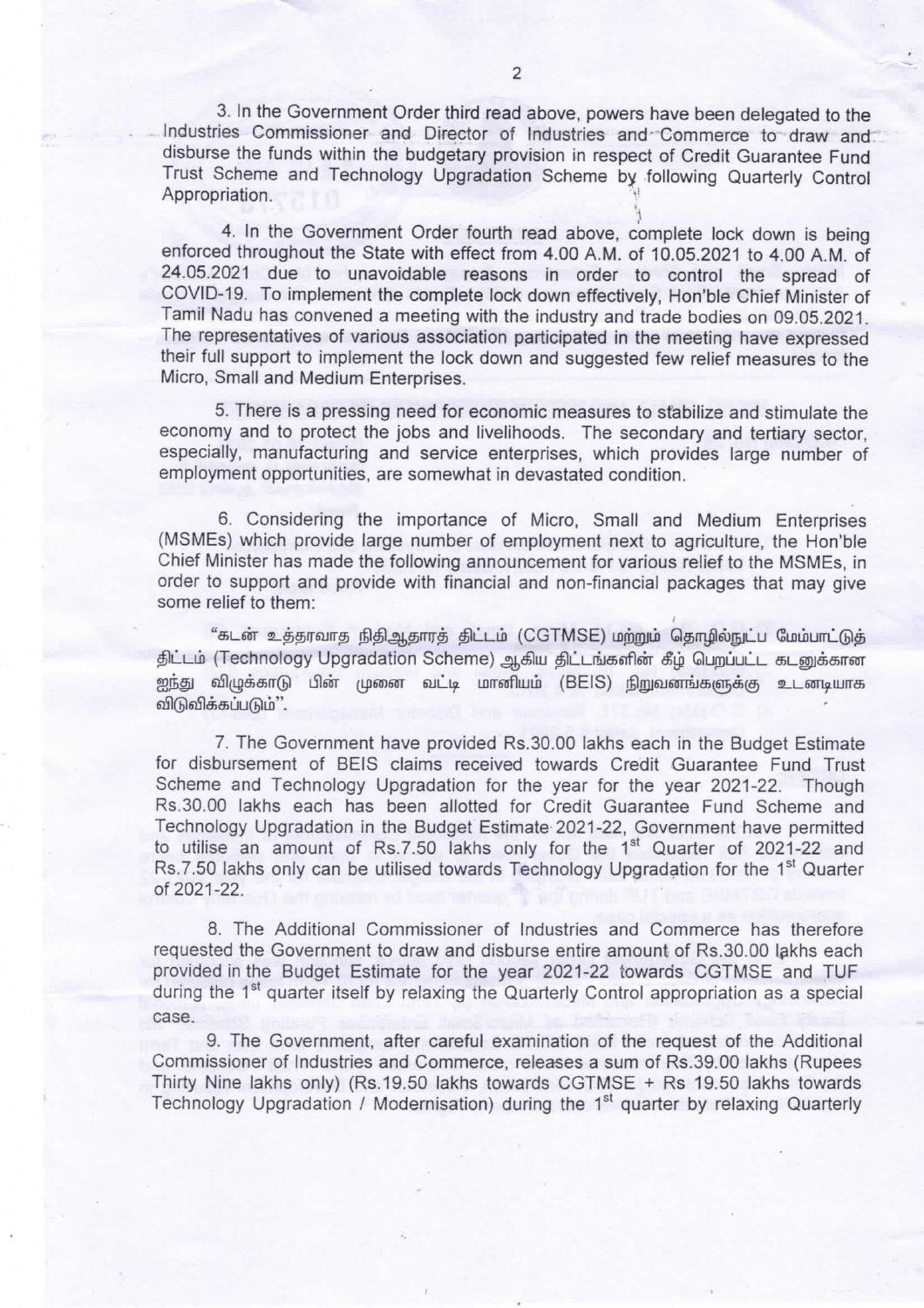3. In the Government Order third read above, powers have been delegated to the Industries Commissioner and Director of Industries and Commerce to draw and disburse the funds within the budgetary provision in respect of Credit Guarantee Fund Trust Scheme and Technology Upgradation Scheme by following Quarterly Control Appropriation.

4. In the Government Order fourth read above, complete lock down is being enforced throughout the State with effect from 4.00 A.M. of 10.05.2021 to 4.00 A.M. of 24.05.2021 due to unavoidable reasons in order to control the spread of COVID-19. To implement the complete lock down effectively, Hon'ble Chief Minister of Tamil Nadu has convened a meeting with the industry and trade bodies on 09.05.2021. The representatives of various association participated in the meeting have expressed their full support to implement the lock down and suggested few relief measures to the Micro, Small and Medium Enterprises.

5. There is a pressing need for economic measures to stabilize and stimulate the economy and to protect the jobs and livelihoods. The secondary and tertiary sector, especially, manufacturing and service enterprises, which provides large number of employment opportunities, are somewhat in devastated condition.

6. Considering the importance of Micro, Small and Medium Enterprises (MSMEs) which provide large number of employment next to agriculture, the Hon'ble Chief Minister has made the following announcement for various relief to the MSMEs, in order to support and provide with financial and non-financial packages that may give some relief to them:

"கடன் உத்தரவாத நிதிஆதாரத் திட்டம் (CGTMSE) மற்றும் தொழில்நுட்ப மேம்பாட்டுத் திட்டம் (Technology Upgradation Scheme) ஆகிய திட்டங்களின் கீழ் பெறப்பட்ட கடனுக்கான ஐந்து விழுக்காடு பின் முனை வட்டி மானியம் (BEIS) நிறுவனங்களுக்கு உடனடியாக விடுவிக்கப்படும்".

7. The Government have provided Rs.30.00 lakhs each in the Budget Estimate for disbursement of BEIS claims received towards Credit Guarantee Fund Trust Scheme and Technology Upgradation for the year for the year 2021-22. Though Rs.30.00 lakhs each has been allotted for Credit Guarantee Fund Scheme and Technology Upgradation in the Budget Estimate 2021-22, Government have permitted to utilise an amount of Rs.7.50 lakhs only for the 1st Quarter of 2021-22 and Rs.7.50 lakhs only can be utilised towards Technology Upgradation for the 1st Quarter of 2021-22.

8. The Additional Commissioner of Industries and Commerce has therefore requested the Government to draw and disburse entire amount of Rs.30.00 lakhs each provided in the Budget Estimate for the year 2021-22 towards CGTMSE and TUF during the 1st quarter itself by relaxing the Quarterly Control appropriation as a special case.

9. The Government, after careful examination of the request of the Additional Commissioner of Industries and Commerce, releases a sum of Rs.39.00 lakhs (Rupees Thirty Nine lakhs only) (Rs.19.50 lakhs towards CGTMSE + Rs 19.50 lakhs towards Technology Upgradation / Modernisation) during the 1st quarter by relaxing Quarterly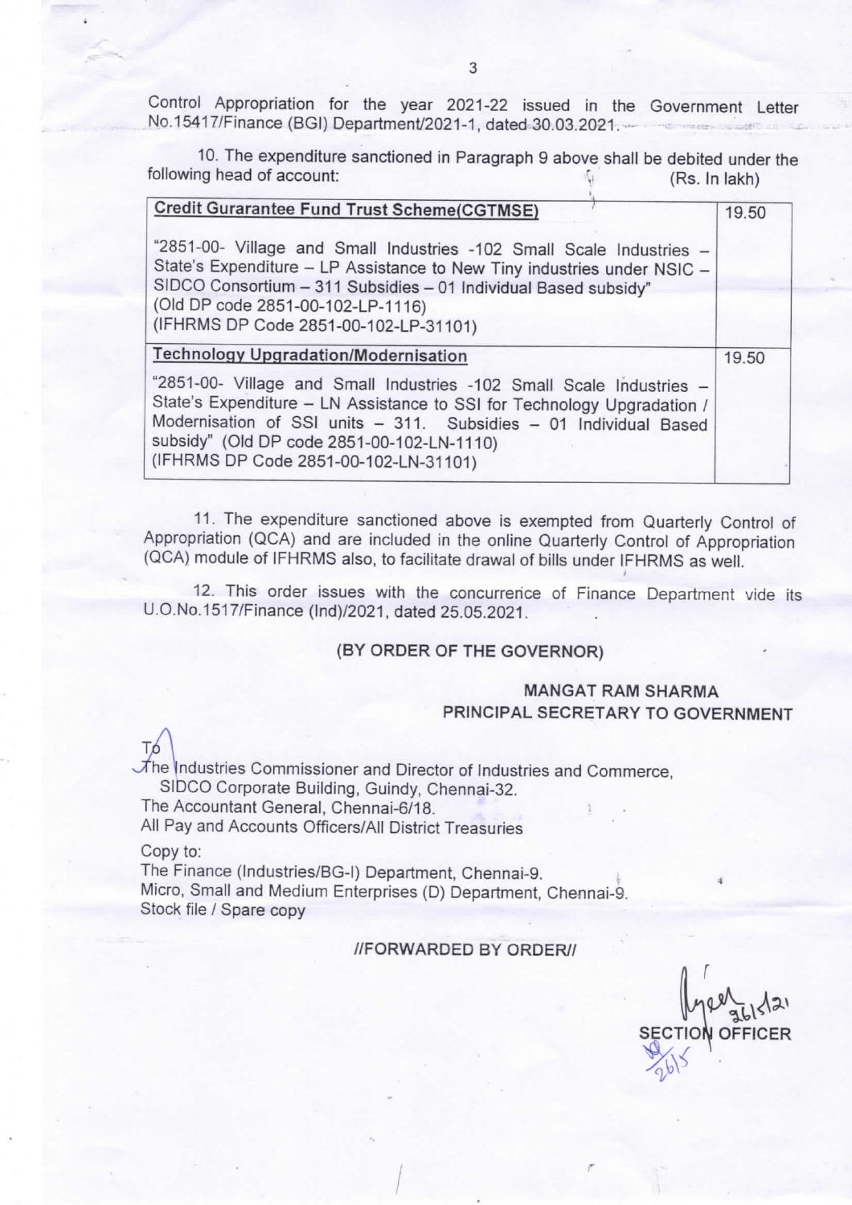Control Appropriation for the year 2021-22 issued in the Government Letter No.15417/Finance (BGI) Department/2021-1, dated 30.03.2021.

10. The expenditure sanctioned in Paragraph 9 above shall be debited under the following head of account: (Rs. In lakh)

| | |
|---|---|
| **Credit Gurarantee Fund Trust Scheme(CGTMSE)**<br><br>"2851-00- Village and Small Industries -102 Small Scale Industries – State's Expenditure – LP Assistance to New Tiny industries under NSIC – SIDCO Consortium – 311 Subsidies – 01 Individual Based subsidy"<br>(Old DP code 2851-00-102-LP-1116)<br>(IFHRMS DP Code 2851-00-102-LP-31101) | 19.50 |
| **Technology Upgradation/Modernisation**<br><br>"2851-00- Village and Small Industries -102 Small Scale Industries – State's Expenditure – LN Assistance to SSI for Technology Upgradation / Modernisation of SSI units – 311. Subsidies – 01 Individual Based subsidy" (Old DP code 2851-00-102-LN-1110)<br>(IFHRMS DP Code 2851-00-102-LN-31101) | 19.50 |

11. The expenditure sanctioned above is exempted from Quarterly Control of Appropriation (QCA) and are included in the online Quarterly Control of Appropriation (QCA) module of IFHRMS also, to facilitate drawal of bills under IFHRMS as well.

12. This order issues with the concurrence of Finance Department vide its U.O.No.1517/Finance (Ind)/2021, dated 25.05.2021.

**(BY ORDER OF THE GOVERNOR)**

**MANGAT RAM SHARMA**
**PRINCIPAL SECRETARY TO GOVERNMENT**

To

The Industries Commissioner and Director of Industries and Commerce,
SIDCO Corporate Building, Guindy, Chennai-32.
The Accountant General, Chennai-6/18.
All Pay and Accounts Officers/All District Treasuries

Copy to:
The Finance (Industries/BG-I) Department, Chennai-9.
Micro, Small and Medium Enterprises (D) Department, Chennai-9.
Stock file / Spare copy

//FORWARDED BY ORDER//

26/5/21
SECTION OFFICER